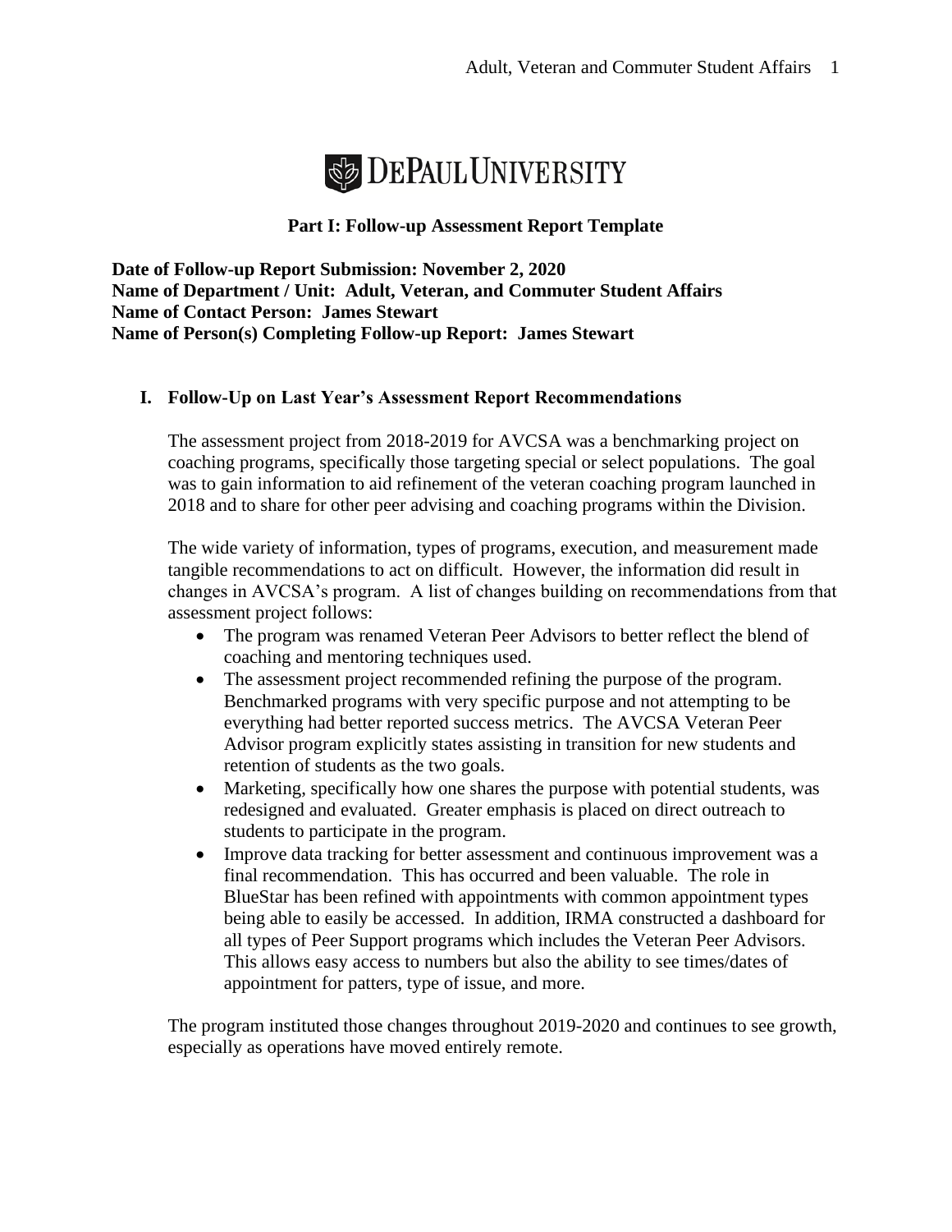DePaul University

## Part I: Follow-up Assessment Report Template

**Date of Follow-up Report Submission: November 2, 2020**
**Name of Department / Unit: Adult, Veteran, and Commuter Student Affairs**
**Name of Contact Person: James Stewart**
**Name of Person(s) Completing Follow-up Report: James Stewart**

### I. Follow-Up on Last Year's Assessment Report Recommendations

The assessment project from 2018-2019 for AVCSA was a benchmarking project on coaching programs, specifically those targeting special or select populations. The goal was to gain information to aid refinement of the veteran coaching program launched in 2018 and to share for other peer advising and coaching programs within the Division.

The wide variety of information, types of programs, execution, and measurement made tangible recommendations to act on difficult. However, the information did result in changes in AVCSA's program. A list of changes building on recommendations from that assessment project follows:

- The program was renamed Veteran Peer Advisors to better reflect the blend of coaching and mentoring techniques used.
- The assessment project recommended refining the purpose of the program. Benchmarked programs with very specific purpose and not attempting to be everything had better reported success metrics. The AVCSA Veteran Peer Advisor program explicitly states assisting in transition for new students and retention of students as the two goals.
- Marketing, specifically how one shares the purpose with potential students, was redesigned and evaluated. Greater emphasis is placed on direct outreach to students to participate in the program.
- Improve data tracking for better assessment and continuous improvement was a final recommendation. This has occurred and been valuable. The role in BlueStar has been refined with appointments with common appointment types being able to easily be accessed. In addition, IRMA constructed a dashboard for all types of Peer Support programs which includes the Veteran Peer Advisors. This allows easy access to numbers but also the ability to see times/dates of appointment for patters, type of issue, and more.

The program instituted those changes throughout 2019-2020 and continues to see growth, especially as operations have moved entirely remote.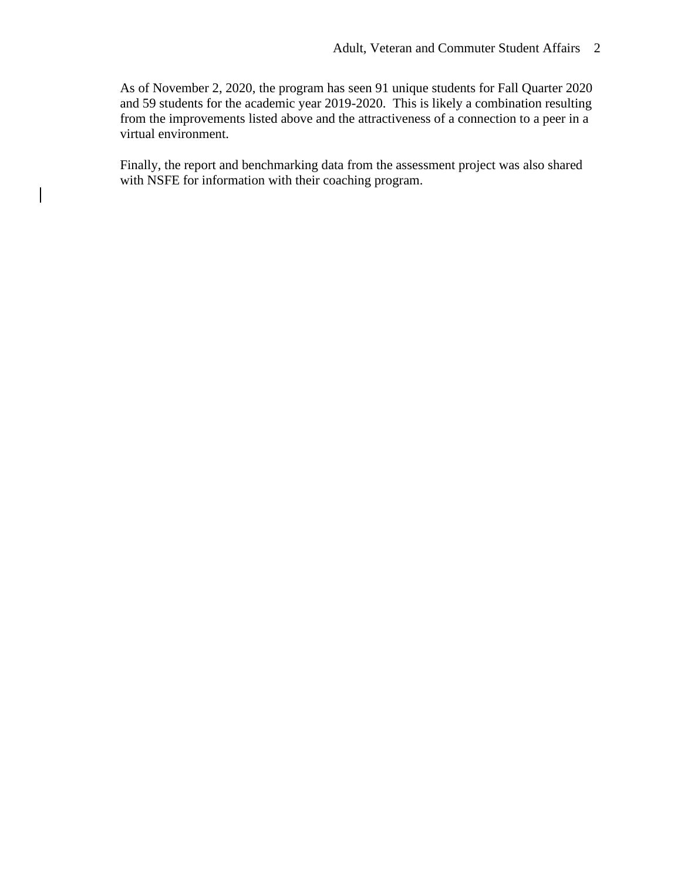As of November 2, 2020, the program has seen 91 unique students for Fall Quarter 2020 and 59 students for the academic year 2019-2020.  This is likely a combination resulting from the improvements listed above and the attractiveness of a connection to a peer in a virtual environment.

Finally, the report and benchmarking data from the assessment project was also shared with NSFE for information with their coaching program.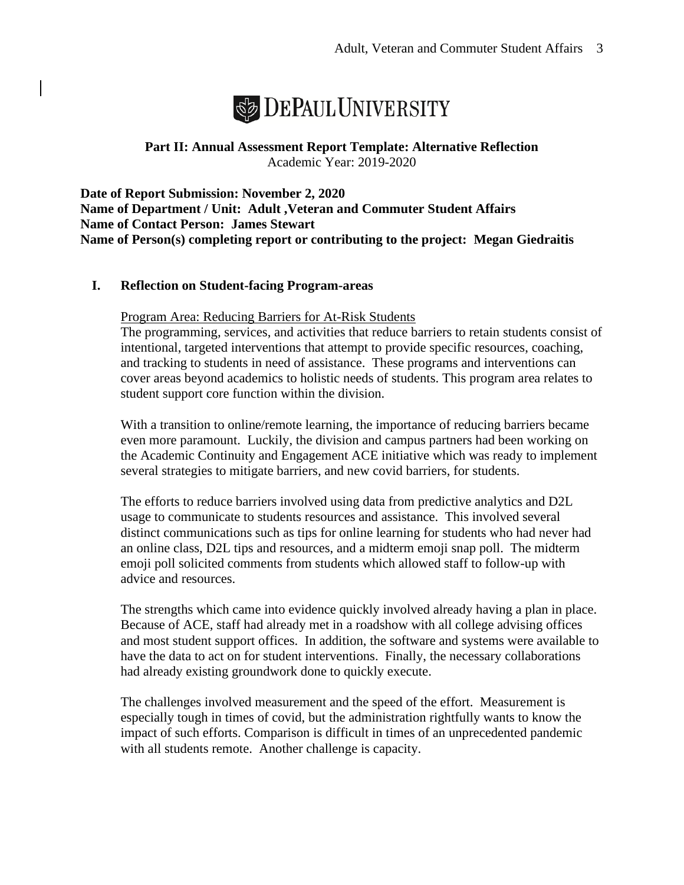DePaul University

**Part II: Annual Assessment Report Template: Alternative Reflection**
Academic Year: 2019-2020

**Date of Report Submission: November 2, 2020**
**Name of Department / Unit: Adult ,Veteran and Commuter Student Affairs**
**Name of Contact Person: James Stewart**
**Name of Person(s) completing report or contributing to the project: Megan Giedraitis**

## I. Reflection on Student-facing Program-areas

Program Area: Reducing Barriers for At-Risk Students

The programming, services, and activities that reduce barriers to retain students consist of intentional, targeted interventions that attempt to provide specific resources, coaching, and tracking to students in need of assistance. These programs and interventions can cover areas beyond academics to holistic needs of students. This program area relates to student support core function within the division.

With a transition to online/remote learning, the importance of reducing barriers became even more paramount. Luckily, the division and campus partners had been working on the Academic Continuity and Engagement ACE initiative which was ready to implement several strategies to mitigate barriers, and new covid barriers, for students.

The efforts to reduce barriers involved using data from predictive analytics and D2L usage to communicate to students resources and assistance. This involved several distinct communications such as tips for online learning for students who had never had an online class, D2L tips and resources, and a midterm emoji snap poll. The midterm emoji poll solicited comments from students which allowed staff to follow-up with advice and resources.

The strengths which came into evidence quickly involved already having a plan in place. Because of ACE, staff had already met in a roadshow with all college advising offices and most student support offices. In addition, the software and systems were available to have the data to act on for student interventions. Finally, the necessary collaborations had already existing groundwork done to quickly execute.

The challenges involved measurement and the speed of the effort. Measurement is especially tough in times of covid, but the administration rightfully wants to know the impact of such efforts. Comparison is difficult in times of an unprecedented pandemic with all students remote. Another challenge is capacity.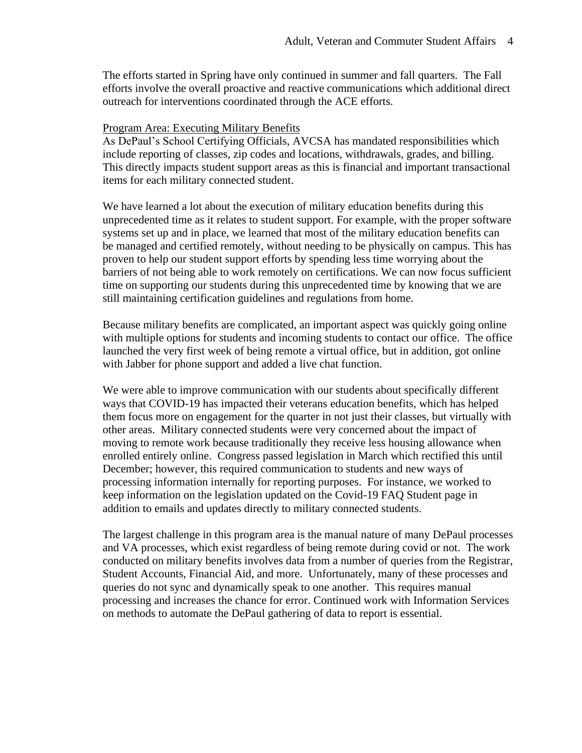The efforts started in Spring have only continued in summer and fall quarters. The Fall efforts involve the overall proactive and reactive communications which additional direct outreach for interventions coordinated through the ACE efforts.

<u>Program Area: Executing Military Benefits</u>

As DePaul's School Certifying Officials, AVCSA has mandated responsibilities which include reporting of classes, zip codes and locations, withdrawals, grades, and billing. This directly impacts student support areas as this is financial and important transactional items for each military connected student.

We have learned a lot about the execution of military education benefits during this unprecedented time as it relates to student support. For example, with the proper software systems set up and in place, we learned that most of the military education benefits can be managed and certified remotely, without needing to be physically on campus. This has proven to help our student support efforts by spending less time worrying about the barriers of not being able to work remotely on certifications. We can now focus sufficient time on supporting our students during this unprecedented time by knowing that we are still maintaining certification guidelines and regulations from home.

Because military benefits are complicated, an important aspect was quickly going online with multiple options for students and incoming students to contact our office. The office launched the very first week of being remote a virtual office, but in addition, got online with Jabber for phone support and added a live chat function.

We were able to improve communication with our students about specifically different ways that COVID-19 has impacted their veterans education benefits, which has helped them focus more on engagement for the quarter in not just their classes, but virtually with other areas. Military connected students were very concerned about the impact of moving to remote work because traditionally they receive less housing allowance when enrolled entirely online. Congress passed legislation in March which rectified this until December; however, this required communication to students and new ways of processing information internally for reporting purposes. For instance, we worked to keep information on the legislation updated on the Covid-19 FAQ Student page in addition to emails and updates directly to military connected students.

The largest challenge in this program area is the manual nature of many DePaul processes and VA processes, which exist regardless of being remote during covid or not. The work conducted on military benefits involves data from a number of queries from the Registrar, Student Accounts, Financial Aid, and more. Unfortunately, many of these processes and queries do not sync and dynamically speak to one another. This requires manual processing and increases the chance for error. Continued work with Information Services on methods to automate the DePaul gathering of data to report is essential.